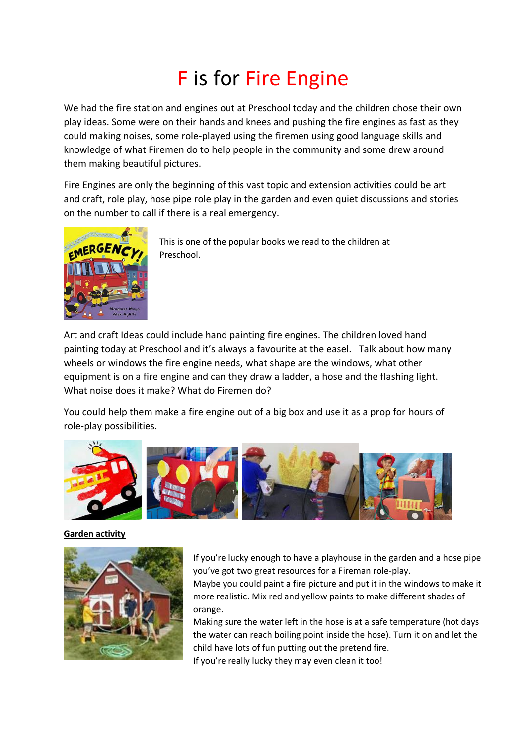# F is for Fire Engine

We had the fire station and engines out at Preschool today and the children chose their own play ideas. Some were on their hands and knees and pushing the fire engines as fast as they could making noises, some role-played using the firemen using good language skills and knowledge of what Firemen do to help people in the community and some drew around them making beautiful pictures.

Fire Engines are only the beginning of this vast topic and extension activities could be art and craft, role play, hose pipe role play in the garden and even quiet discussions and stories on the number to call if there is a real emergency.

This is one of the popular books we read to the children at Preschool.

Art and craft Ideas could include hand painting fire engines. The children loved hand painting today at Preschool and it's always a favourite at the easel. Talk about how many wheels or windows the fire engine needs, what shape are the windows, what other equipment is on a fire engine and can they draw a ladder, a hose and the flashing light. What noise does it make? What do Firemen do?

You could help them make a fire engine out of a big box and use it as a prop for hours of role-play possibilities.

**Garden activity**

If you're lucky enough to have a playhouse in the garden and a hose pipe you've got two great resources for a Fireman role-play.
Maybe you could paint a fire picture and put it in the windows to make it more realistic. Mix red and yellow paints to make different shades of orange.
Making sure the water left in the hose is at a safe temperature (hot days the water can reach boiling point inside the hose). Turn it on and let the child have lots of fun putting out the pretend fire.
If you're really lucky they may even clean it too!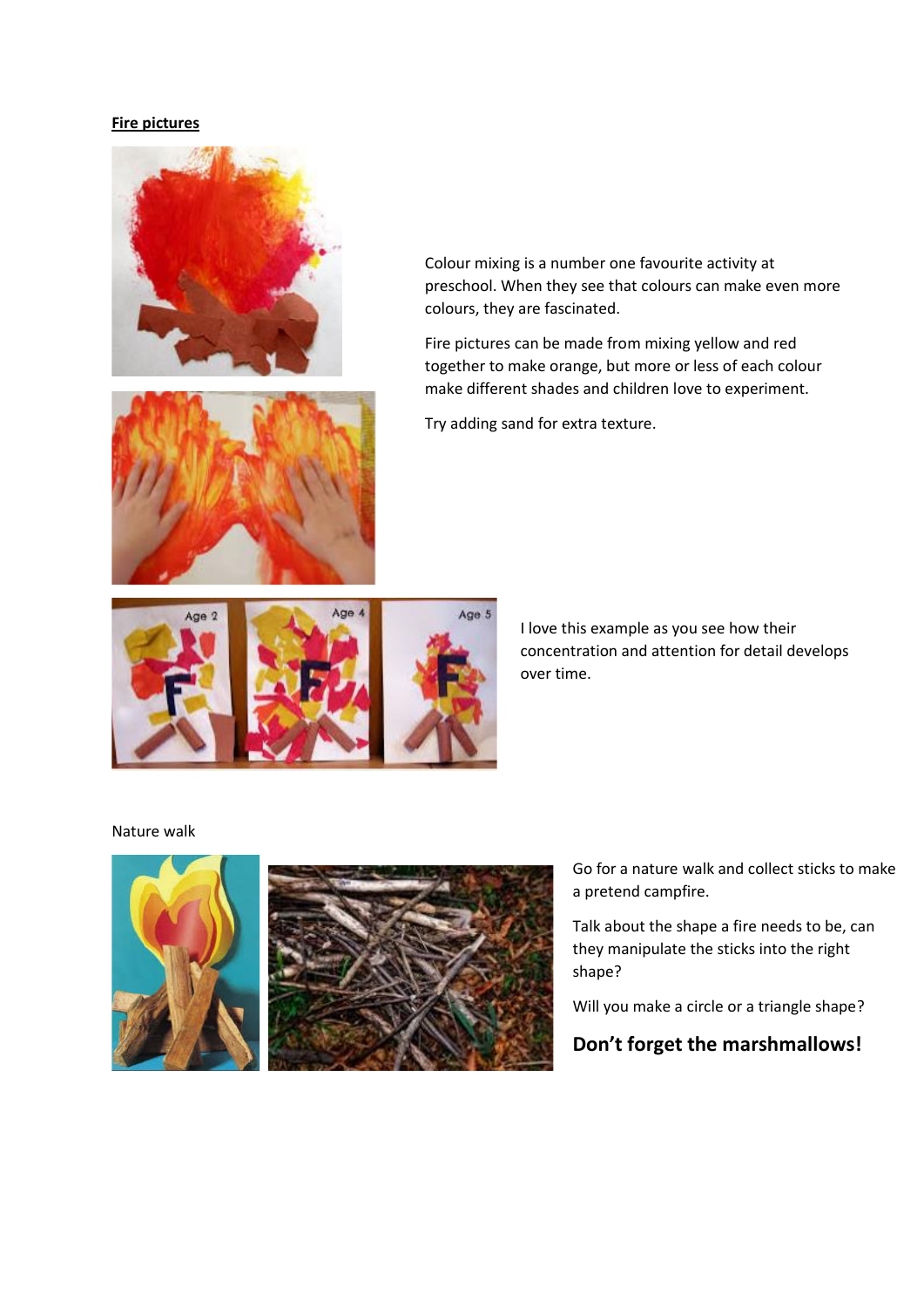**Fire pictures**

Colour mixing is a number one favourite activity at preschool. When they see that colours can make even more colours, they are fascinated.

Fire pictures can be made from mixing yellow and red together to make orange, but more or less of each colour make different shades and children love to experiment.

Try adding sand for extra texture.

I love this example as you see how their concentration and attention for detail develops over time.

Nature walk

Go for a nature walk and collect sticks to make a pretend campfire.

Talk about the shape a fire needs to be, can they manipulate the sticks into the right shape?

Will you make a circle or a triangle shape?

**Don't forget the marshmallows!**